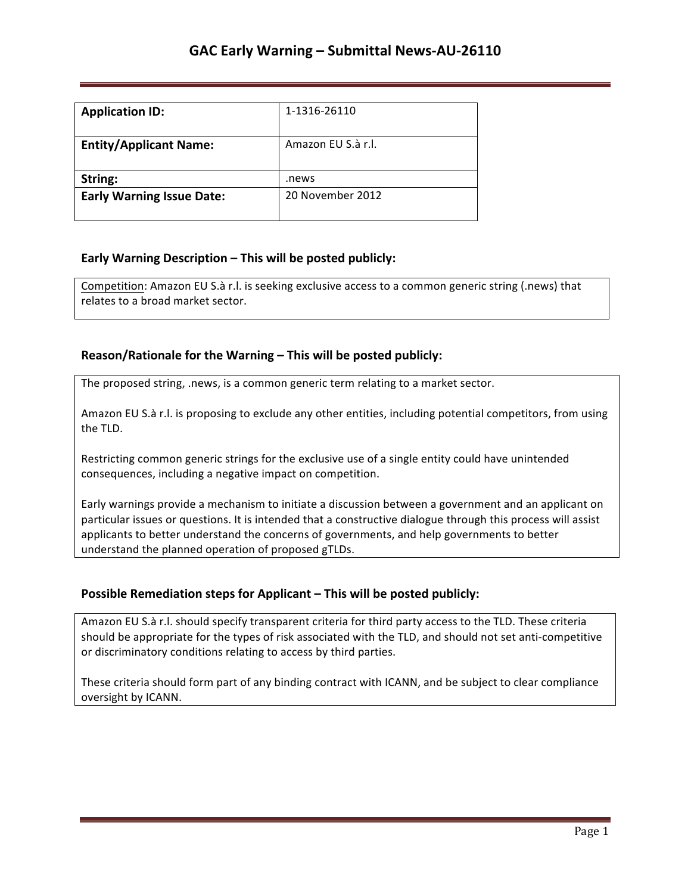# GAC Early Warning – Submittal News-AU-26110

| Application ID: | 1-1316-26110 |
| --- | --- |
| **Entity/Applicant Name:** | Amazon EU S.à r.l. |
| **String:** | .news |
| **Early Warning Issue Date:** | 20 November 2012 |

### Early Warning Description – This will be posted publicly:

Competition: Amazon EU S.à r.l. is seeking exclusive access to a common generic string (.news) that relates to a broad market sector.

### Reason/Rationale for the Warning – This will be posted publicly:

The proposed string, .news, is a common generic term relating to a market sector.

Amazon EU S.à r.l. is proposing to exclude any other entities, including potential competitors, from using the TLD.

Restricting common generic strings for the exclusive use of a single entity could have unintended consequences, including a negative impact on competition.

Early warnings provide a mechanism to initiate a discussion between a government and an applicant on particular issues or questions. It is intended that a constructive dialogue through this process will assist applicants to better understand the concerns of governments, and help governments to better understand the planned operation of proposed gTLDs.

### Possible Remediation steps for Applicant – This will be posted publicly:

Amazon EU S.à r.l. should specify transparent criteria for third party access to the TLD. These criteria should be appropriate for the types of risk associated with the TLD, and should not set anti-competitive or discriminatory conditions relating to access by third parties.

These criteria should form part of any binding contract with ICANN, and be subject to clear compliance oversight by ICANN.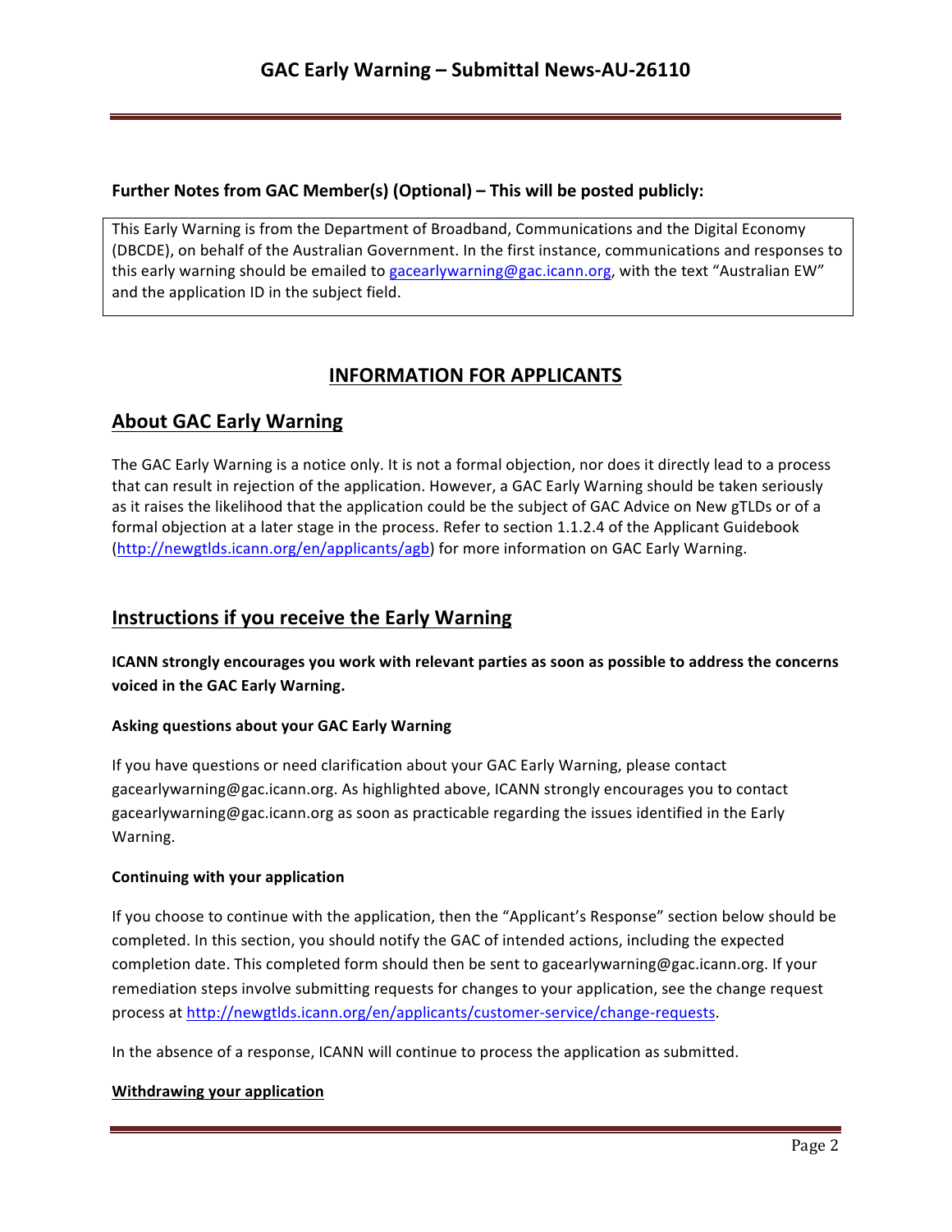**Further Notes from GAC Member(s) (Optional) – This will be posted publicly:**

This Early Warning is from the Department of Broadband, Communications and the Digital Economy (DBCDE), on behalf of the Australian Government. In the first instance, communications and responses to this early warning should be emailed to gacearlywarning@gac.icann.org, with the text "Australian EW" and the application ID in the subject field.

## INFORMATION FOR APPLICANTS

## About GAC Early Warning

The GAC Early Warning is a notice only. It is not a formal objection, nor does it directly lead to a process that can result in rejection of the application. However, a GAC Early Warning should be taken seriously as it raises the likelihood that the application could be the subject of GAC Advice on New gTLDs or of a formal objection at a later stage in the process. Refer to section 1.1.2.4 of the Applicant Guidebook (http://newgtlds.icann.org/en/applicants/agb) for more information on GAC Early Warning.

## Instructions if you receive the Early Warning

**ICANN strongly encourages you work with relevant parties as soon as possible to address the concerns voiced in the GAC Early Warning.**

### Asking questions about your GAC Early Warning

If you have questions or need clarification about your GAC Early Warning, please contact gacearlywarning@gac.icann.org. As highlighted above, ICANN strongly encourages you to contact gacearlywarning@gac.icann.org as soon as practicable regarding the issues identified in the Early Warning.

### Continuing with your application

If you choose to continue with the application, then the "Applicant's Response" section below should be completed. In this section, you should notify the GAC of intended actions, including the expected completion date. This completed form should then be sent to gacearlywarning@gac.icann.org. If your remediation steps involve submitting requests for changes to your application, see the change request process at http://newgtlds.icann.org/en/applicants/customer-service/change-requests.

In the absence of a response, ICANN will continue to process the application as submitted.

### Withdrawing your application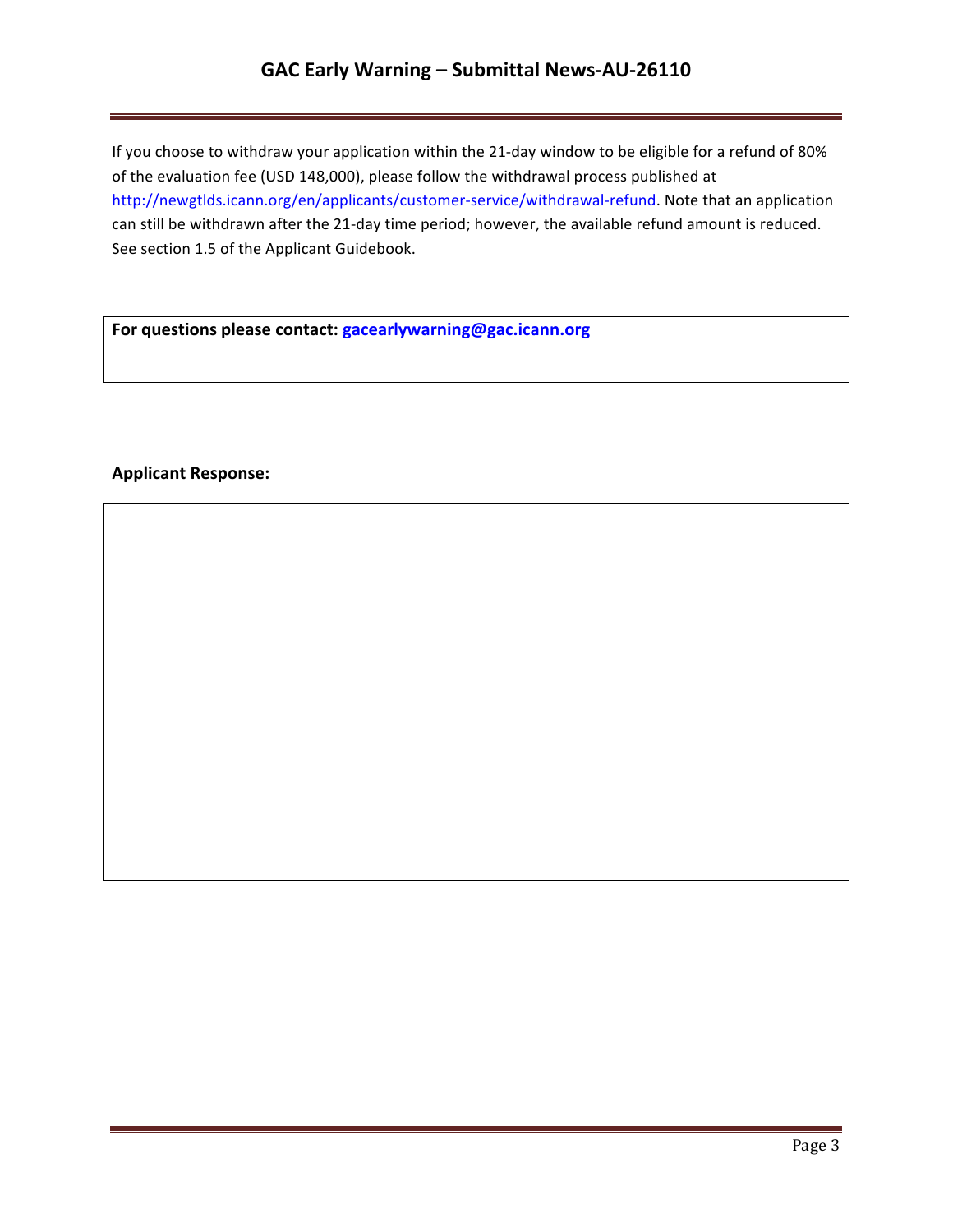If you choose to withdraw your application within the 21-day window to be eligible for a refund of 80% of the evaluation fee (USD 148,000), please follow the withdrawal process published at [http://newgtlds.icann.org/en/applicants/customer-service/withdrawal-refund](http://newgtlds.icann.org/en/applicants/customer-service/withdrawal-refund). Note that an application can still be withdrawn after the 21-day time period; however, the available refund amount is reduced. See section 1.5 of the Applicant Guidebook.

**For questions please contact: [gacearlywarning@gac.icann.org](mailto:gacearlywarning@gac.icann.org)**

**Applicant Response:**